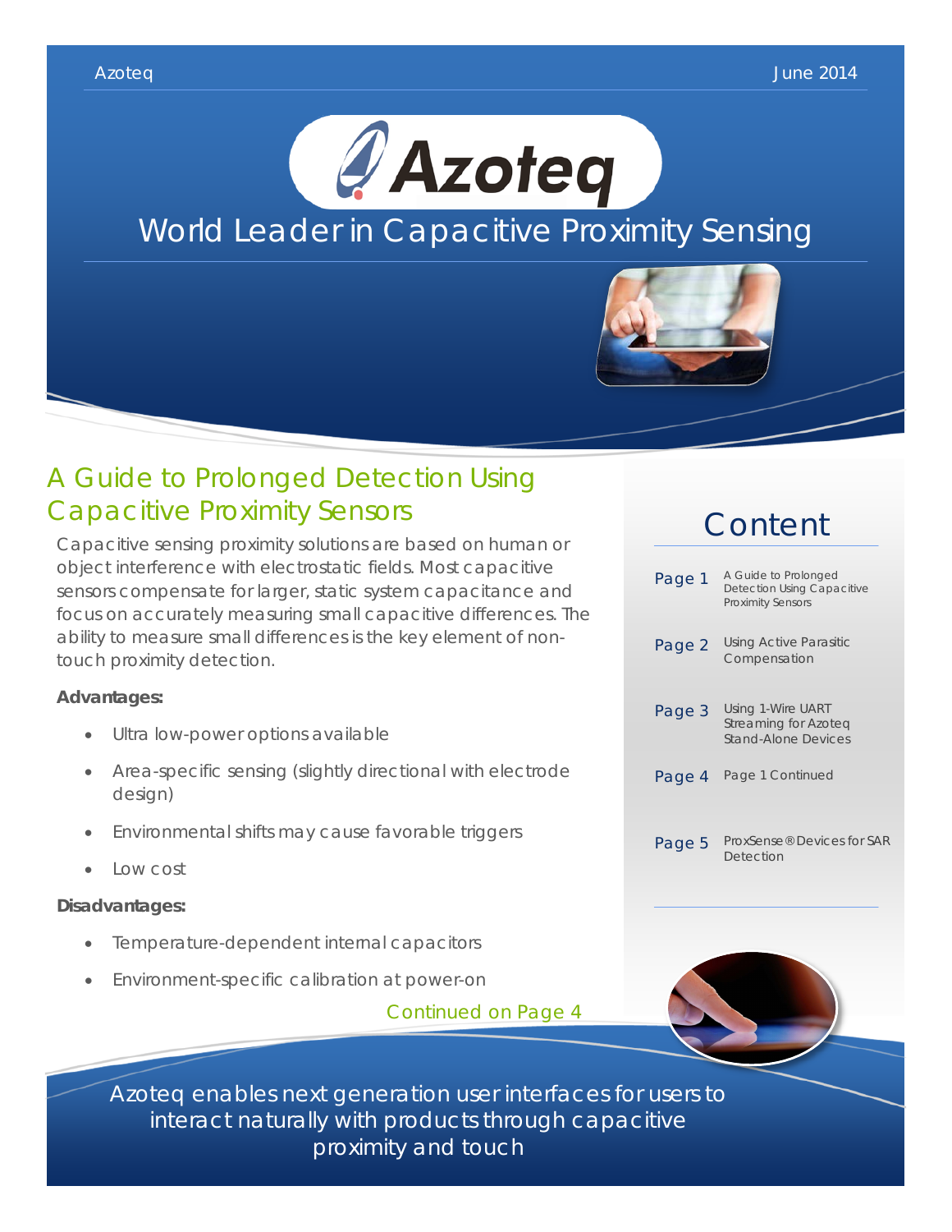Azoteq June 2014

# Azoteq

World Leader in Capacitive Proximity Sensing

## A Guide to Prolonged Detection Using Capacitive Proximity Sensors

Capacitive sensing proximity solutions are based on human or object interference with electrostatic fields. Most capacitive sensors compensate for larger, static system capacitance and focus on accurately measuring small capacitive differences. The ability to measure small differences is the key element of non-touch proximity detection.

**Advantages:**

- Ultra low-power options available
- Area-specific sensing (slightly directional with electrode design)
- Environmental shifts may cause favorable triggers
- Low cost

**Disadvantages:**

- Temperature-dependent internal capacitors
- Environment-specific calibration at power-on

Continued on Page 4

## Content

| | |
|---|---|
| Page 1 | A Guide to Prolonged Detection Using Capacitive Proximity Sensors |
| Page 2 | Using Active Parasitic Compensation |
| Page 3 | Using 1-Wire UART Streaming for Azoteq Stand-Alone Devices |
| Page 4 | Page 1 Continued |
| Page 5 | ProxSense® Devices for SAR Detection |

Azoteq enables next generation user interfaces for users to interact naturally with products through capacitive proximity and touch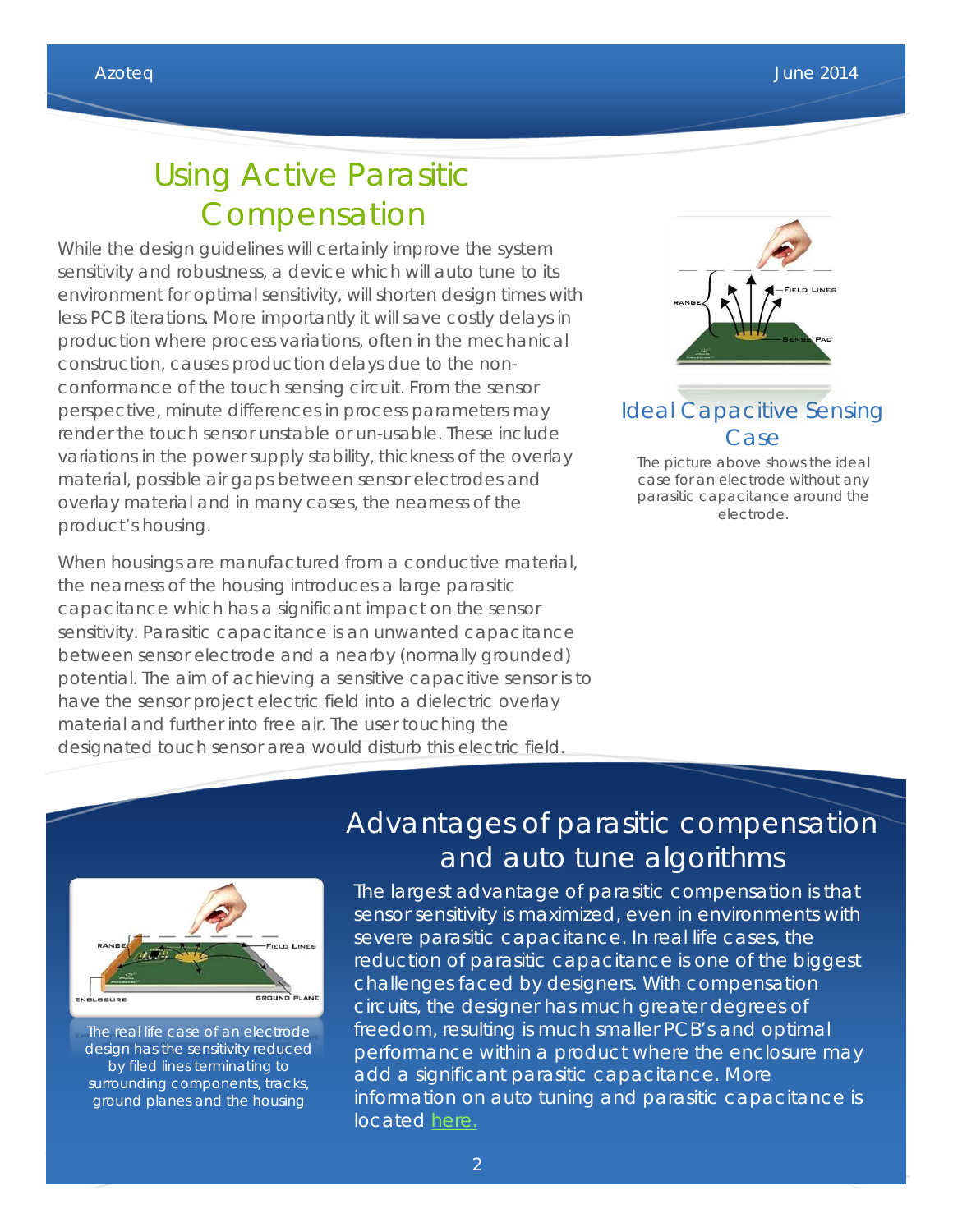# Using Active Parasitic Compensation

While the design guidelines will certainly improve the system sensitivity and robustness, a device which will auto tune to its environment for optimal sensitivity, will shorten design times with less PCB iterations. More importantly it will save costly delays in production where process variations, often in the mechanical construction, causes production delays due to the non-conformance of the touch sensing circuit. From the sensor perspective, minute differences in process parameters may render the touch sensor unstable or un-usable. These include variations in the power supply stability, thickness of the overlay material, possible air gaps between sensor electrodes and overlay material and in many cases, the nearness of the product's housing.

When housings are manufactured from a conductive material, the nearness of the housing introduces a large parasitic capacitance which has a significant impact on the sensor sensitivity. Parasitic capacitance is an unwanted capacitance between sensor electrode and a nearby (normally grounded) potential. The aim of achieving a sensitive capacitive sensor is to have the sensor project electric field into a dielectric overlay material and further into free air. The user touching the designated touch sensor area would disturb this electric field.

### Ideal Capacitive Sensing Case

The picture above shows the ideal case for an electrode without any parasitic capacitance around the electrode.

## Advantages of parasitic compensation and auto tune algorithms

The largest advantage of parasitic compensation is that sensor sensitivity is maximized, even in environments with severe parasitic capacitance. In real life cases, the reduction of parasitic capacitance is one of the biggest challenges faced by designers. With compensation circuits, the designer has much greater degrees of freedom, resulting is much smaller PCB's and optimal performance within a product where the enclosure may add a significant parasitic capacitance. More information on auto tuning and parasitic capacitance is located here.

The real life case of an electrode design has the sensitivity reduced by filed lines terminating to surrounding components, tracks, ground planes and the housing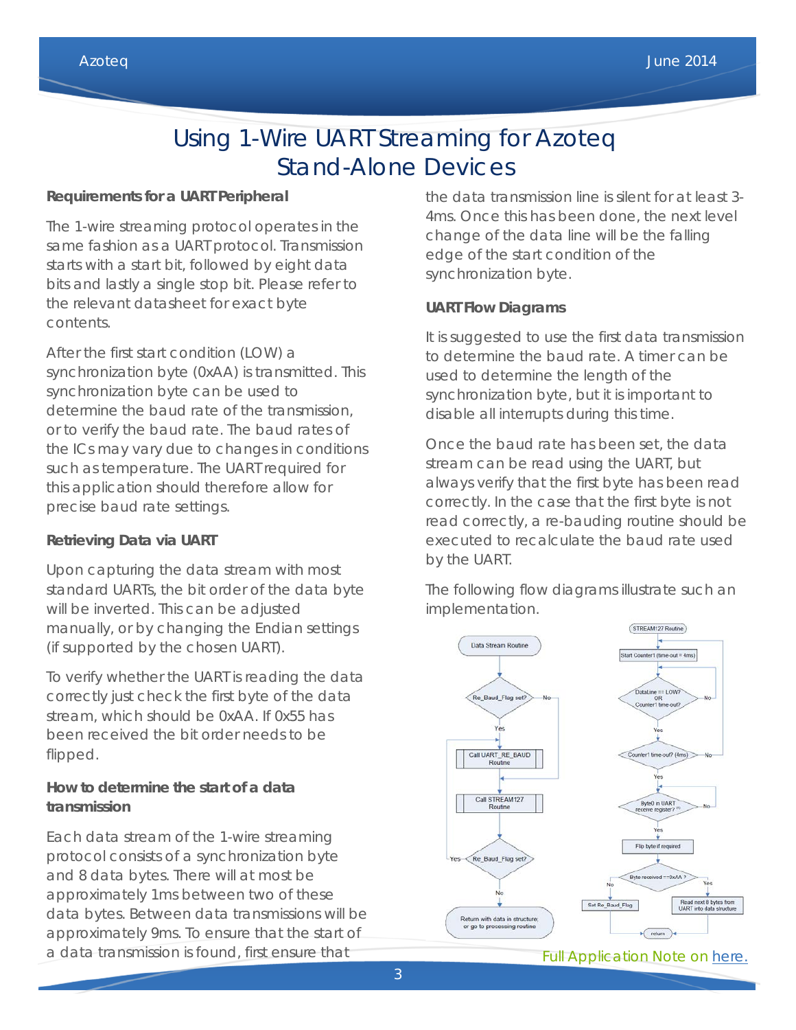# Using 1-Wire UART Streaming for Azoteq Stand-Alone Devices

**Requirements for a UART Peripheral**

The 1-wire streaming protocol operates in the same fashion as a UART protocol. Transmission starts with a start bit, followed by eight data bits and lastly a single stop bit. Please refer to the relevant datasheet for exact byte contents.

After the first start condition (LOW) a synchronization byte (0xAA) is transmitted. This synchronization byte can be used to determine the baud rate of the transmission, or to verify the baud rate. The baud rates of the ICs may vary due to changes in conditions such as temperature. The UART required for this application should therefore allow for precise baud rate settings.

**Retrieving Data via UART**

Upon capturing the data stream with most standard UARTs, the bit order of the data byte will be inverted. This can be adjusted manually, or by changing the Endian settings (if supported by the chosen UART).

To verify whether the UART is reading the data correctly just check the first byte of the data stream, which should be 0xAA. If 0x55 has been received the bit order needs to be flipped.

**How to determine the start of a data transmission**

Each data stream of the 1-wire streaming protocol consists of a synchronization byte and 8 data bytes. There will at most be approximately 1ms between two of these data bytes. Between data transmissions will be approximately 9ms. To ensure that the start of a data transmission is found, first ensure that the data transmission line is silent for at least 3-4ms. Once this has been done, the next level change of the data line will be the falling edge of the start condition of the synchronization byte.

**UART Flow Diagrams**

It is suggested to use the first data transmission to determine the baud rate. A timer can be used to determine the length of the synchronization byte, but it is important to disable all interrupts during this time.

Once the baud rate has been set, the data stream can be read using the UART, but always verify that the first byte has been read correctly. In the case that the first byte is not read correctly, a re-bauding routine should be executed to recalculate the baud rate used by the UART.

The following flow diagrams illustrate such an implementation.

Data Stream Routine: Re_Baud_Flag set? (Yes → Call UART_RE_BAUD Routine; No →) Call STREAM127 Routine → Re_Baud_Flag set? (Yes → Call UART_RE_BAUD Routine; No → Return with data in structure, or go to processing routine)

STREAM127 Routine: Start Counter1 (time-out = 4ms) → DataLine == LOW? OR Counter1 time-out? (No → loop; Yes →) Counter1 time-out? (4ms) (No → Start Counter1; Yes →) Byte0 in UART receive register? (No → loop; Yes →) Flip byte if required → Byte received == 0xAA? (No → Set Re_Baud_Flag; Yes → Read next 8 bytes from UART into data structure) → return

Full Application Note on here.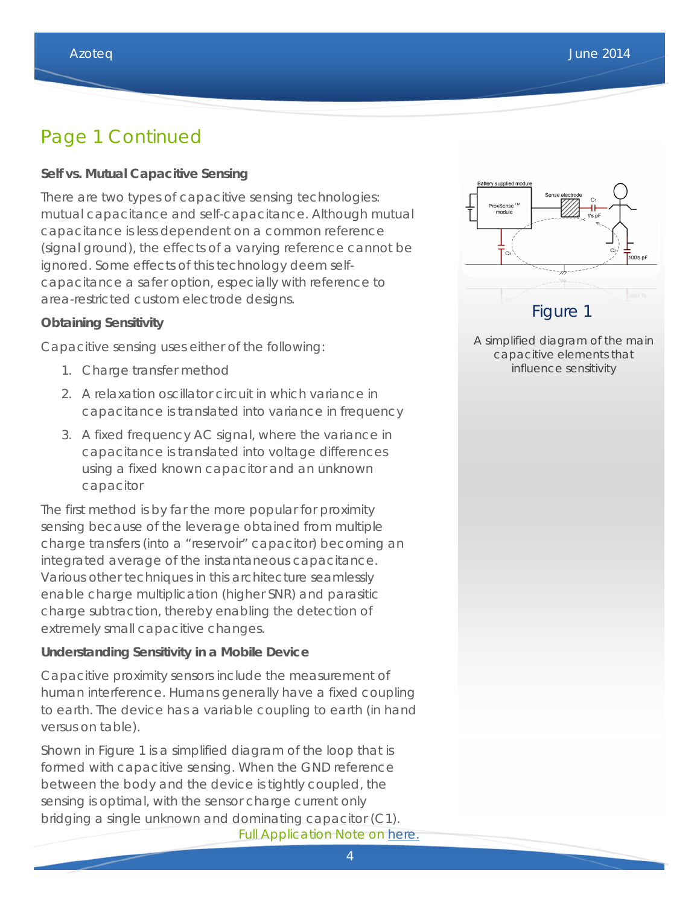## Page 1 Continued

**Self vs. Mutual Capacitive Sensing**

There are two types of capacitive sensing technologies: mutual capacitance and self-capacitance. Although mutual capacitance is less dependent on a common reference (signal ground), the effects of a varying reference cannot be ignored. Some effects of this technology deem self-capacitance a safer option, especially with reference to area-restricted custom electrode designs.

**Obtaining Sensitivity**

Capacitive sensing uses either of the following:

1. Charge transfer method
2. A relaxation oscillator circuit in which variance in capacitance is translated into variance in frequency
3. A fixed frequency AC signal, where the variance in capacitance is translated into voltage differences using a fixed known capacitor and an unknown capacitor

The first method is by far the more popular for proximity sensing because of the leverage obtained from multiple charge transfers (into a "reservoir" capacitor) becoming an integrated average of the instantaneous capacitance. Various other techniques in this architecture seamlessly enable charge multiplication (higher SNR) and parasitic charge subtraction, thereby enabling the detection of extremely small capacitive changes.

**Understanding Sensitivity in a Mobile Device**

Capacitive proximity sensors include the measurement of human interference. Humans generally have a fixed coupling to earth. The device has a variable coupling to earth (in hand versus on table).

Shown in Figure 1 is a simplified diagram of the loop that is formed with capacitive sensing. When the GND reference between the body and the device is tightly coupled, the sensing is optimal, with the sensor charge current only bridging a single unknown and dominating capacitor (C1).

Full Application Note on [here.]

Figure 1

A simplified diagram of the main capacitive elements that influence sensitivity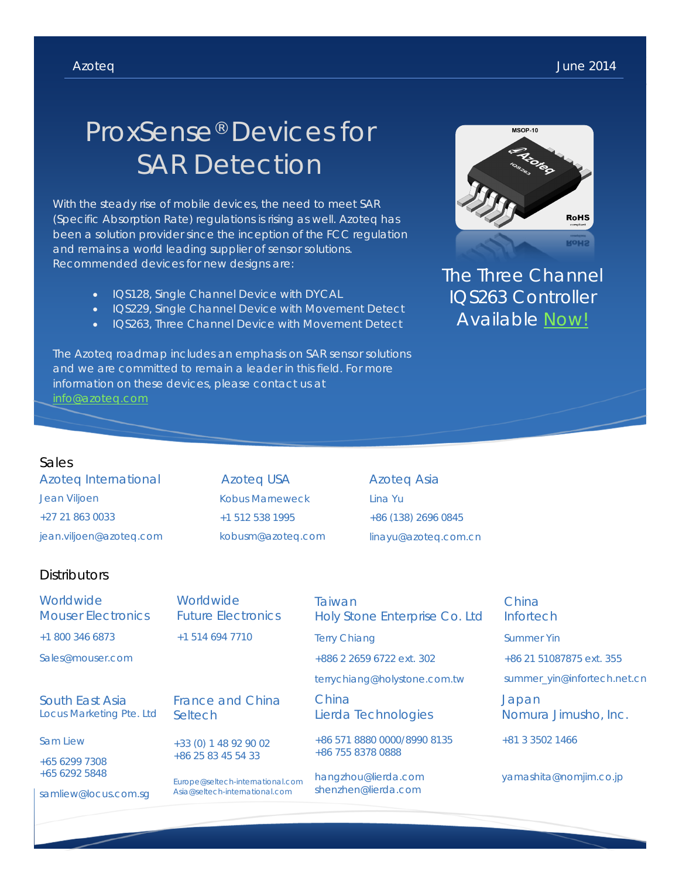Azoteq — June 2014

# ProxSense® Devices for SAR Detection

With the steady rise of mobile devices, the need to meet SAR (Specific Absorption Rate) regulations is rising as well. Azoteq has been a solution provider since the inception of the FCC regulation and remains a world leading supplier of sensor solutions. Recommended devices for new designs are:

- IQS128, Single Channel Device with DYCAL
- IQS229, Single Channel Device with Movement Detect
- IQS263, Three Channel Device with Movement Detect

The Azoteq roadmap includes an emphasis on SAR sensor solutions and we are committed to remain a leader in this field. For more information on these devices, please contact us at info@azoteq.com

The Three Channel IQS263 Controller Available Now!

## Sales

**Azoteq International**
Jean Viljoen
+27 21 863 0033
jean.viljoen@azoteq.com

**Azoteq USA**
Kobus Marneweck
+1 512 538 1995
kobusm@azoteq.com

**Azoteq Asia**
Lina Yu
+86 (138) 2696 0845
linayu@azoteq.com.cn

## Distributors

**Worldwide**
Mouser Electronics
+1 800 346 6873
Sales@mouser.com

**Worldwide**
Future Electronics
+1 514 694 7710

**Taiwan**
Holy Stone Enterprise Co. Ltd
Terry Chiang
+886 2 2659 6722 ext. 302
terrychiang@holystone.com.tw

**China**
Infortech
Summer Yin
+86 21 51087875 ext. 355
summer_yin@infortech.net.cn

**South East Asia**
Locus Marketing Pte. Ltd
Sam Liew
+65 6299 7308
+65 6292 5848
samliew@locus.com.sg

**France and China**
Seltech
+33 (0) 1 48 92 90 02
+86 25 83 45 54 33
Europe@seltech-international.com
Asia@seltech-international.com

**China**
Lierda Technologies
+86 571 8880 0000/8990 8135
+86 755 8378 0888
hangzhou@lierda.com
shenzhen@lierda.com

**Japan**
Nomura Jimusho, Inc.
+81 3 3502 1466
yamashita@nomjim.co.jp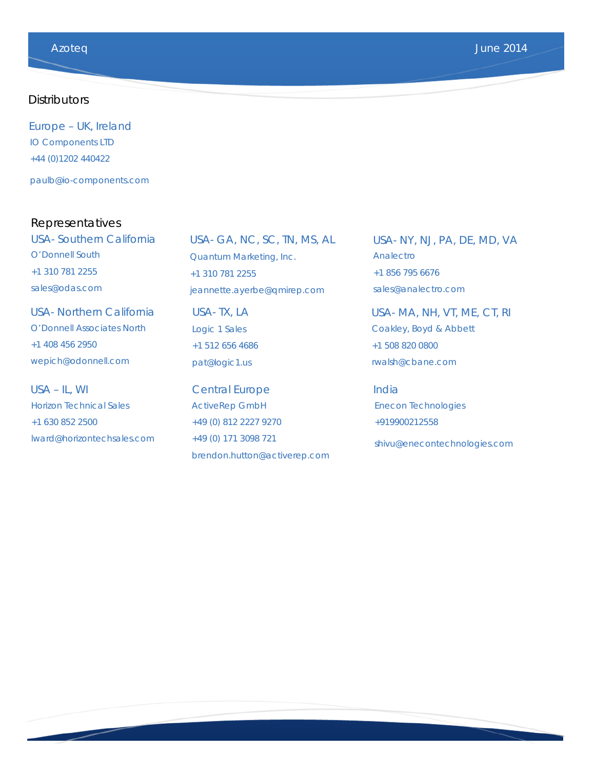## Distributors

### Europe – UK, Ireland

IO Components LTD

+44 (0)1202 440422

paulb@io-components.com

## Representatives

### USA- Southern California

O'Donnell South

+1 310 781 2255

sales@odas.com

### USA- Northern California

O'Donnell Associates North

+1 408 456 2950

wepich@odonnell.com

### USA – IL, WI

Horizon Technical Sales

+1 630 852 2500

lward@horizontechsales.com

### USA- GA, NC, SC, TN, MS, AL

Quantum Marketing, Inc.

+1 310 781 2255

jeannette.ayerbe@qmirep.com

### USA- TX, LA

Logic 1 Sales

+1 512 656 4686

pat@logic1.us

### Central Europe

ActiveRep GmbH

+49 (0) 812 2227 9270

+49 (0) 171 3098 721

brendon.hutton@activerep.com

### USA- NY, NJ, PA, DE, MD, VA

Analectro

+1 856 795 6676

sales@analectro.com

### USA- MA, NH, VT, ME, CT, RI

Coakley, Boyd & Abbett

+1 508 820 0800

rwalsh@cbane.com

### India

Enecon Technologies

+919900212558

shivu@enecontechnologies.com